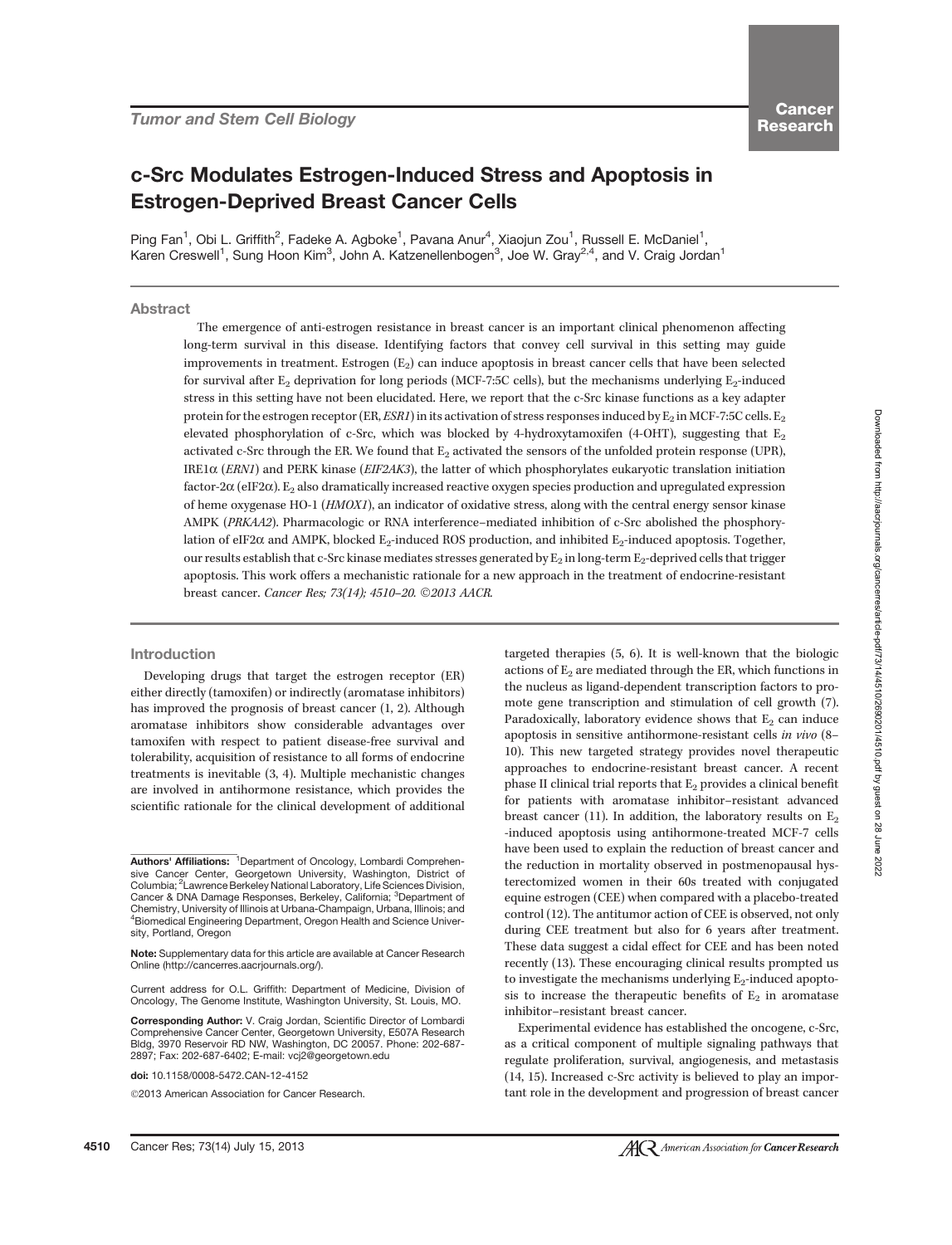Tumor and Stem Cell Biology

# c-Src Modulates Estrogen-Induced Stress and Apoptosis in Estrogen-Deprived Breast Cancer Cells

Ping Fan[1], Obi L. Griffith[2], Fadeke A. Agboke[1], Pavana Anur[4], Xiaojun Zou[1], Russell E. McDaniel[1], Karen Creswell[1], Sung Hoon Kim[3], John A. Katzenellenbogen[3], Joe W. Gray[2,4], and V. Craig Jordan[1]

## Abstract

The emergence of anti-estrogen resistance in breast cancer is an important clinical phenomenon affecting long-term survival in this disease. Identifying factors that convey cell survival in this setting may guide improvements in treatment. Estrogen ($E_2$) can induce apoptosis in breast cancer cells that have been selected for survival after $E_2$ deprivation for long periods (MCF-7:5C cells), but the mechanisms underlying $E_2$-induced stress in this setting have not been elucidated. Here, we report that the c-Src kinase functions as a key adapter protein for the estrogen receptor (ER, *ESR1*) in its activation of stress responses induced by $E_2$ in MCF-7:5C cells. $E_2$ elevated phosphorylation of c-Src, which was blocked by 4-hydroxytamoxifen (4-OHT), suggesting that $E_2$ activated c-Src through the ER. We found that $E_2$ activated the sensors of the unfolded protein response (UPR), IRE1α (*ERN1*) and PERK kinase (*EIF2AK3*), the latter of which phosphorylates eukaryotic translation initiation factor-2α (eIF2α). $E_2$ also dramatically increased reactive oxygen species production and upregulated expression of heme oxygenase HO-1 (*HMOX1*), an indicator of oxidative stress, along with the central energy sensor kinase AMPK (*PRKAA2*). Pharmacologic or RNA interference–mediated inhibition of c-Src abolished the phosphorylation of eIF2α and AMPK, blocked $E_2$-induced ROS production, and inhibited $E_2$-induced apoptosis. Together, our results establish that c-Src kinase mediates stresses generated by $E_2$ in long-term $E_2$-deprived cells that trigger apoptosis. This work offers a mechanistic rationale for a new approach in the treatment of endocrine-resistant breast cancer. *Cancer Res; 73(14); 4510–20. ©2013 AACR.*

## Introduction

Developing drugs that target the estrogen receptor (ER) either directly (tamoxifen) or indirectly (aromatase inhibitors) has improved the prognosis of breast cancer (1, 2). Although aromatase inhibitors show considerable advantages over tamoxifen with respect to patient disease-free survival and tolerability, acquisition of resistance to all forms of endocrine treatments is inevitable (3, 4). Multiple mechanistic changes are involved in antihormone resistance, which provides the scientific rationale for the clinical development of additional targeted therapies (5, 6). It is well-known that the biologic actions of $E_2$ are mediated through the ER, which functions in the nucleus as ligand-dependent transcription factors to promote gene transcription and stimulation of cell growth (7). Paradoxically, laboratory evidence shows that $E_2$ can induce apoptosis in sensitive antihormone-resistant cells *in vivo* (8–10). This new targeted strategy provides novel therapeutic approaches to endocrine-resistant breast cancer. A recent phase II clinical trial reports that $E_2$ provides a clinical benefit for patients with aromatase inhibitor–resistant advanced breast cancer (11). In addition, the laboratory results on $E_2$ -induced apoptosis using antihormone-treated MCF-7 cells have been used to explain the reduction of breast cancer and the reduction in mortality observed in postmenopausal hysterectomized women in their 60s treated with conjugated equine estrogen (CEE) when compared with a placebo-treated control (12). The antitumor action of CEE is observed, not only during CEE treatment but also for 6 years after treatment. These data suggest a cidal effect for CEE and has been noted recently (13). These encouraging clinical results prompted us to investigate the mechanisms underlying $E_2$-induced apoptosis to increase the therapeutic benefits of $E_2$ in aromatase inhibitor–resistant breast cancer.

Experimental evidence has established the oncogene, c-Src, as a critical component of multiple signaling pathways that regulate proliferation, survival, angiogenesis, and metastasis (14, 15). Increased c-Src activity is believed to play an important role in the development and progression of breast cancer

---

**Authors' Affiliations:** [1]Department of Oncology, Lombardi Comprehensive Cancer Center, Georgetown University, Washington, District of Columbia; [2]Lawrence Berkeley National Laboratory, Life Sciences Division, Cancer & DNA Damage Responses, Berkeley, California; [3]Department of Chemistry, University of Illinois at Urbana-Champaign, Urbana, Illinois; and [4]Biomedical Engineering Department, Oregon Health and Science University, Portland, Oregon

**Note:** Supplementary data for this article are available at Cancer Research Online (http://cancerres.aacrjournals.org/).

Current address for O.L. Griffith: Department of Medicine, Division of Oncology, The Genome Institute, Washington University, St. Louis, MO.

**Corresponding Author:** V. Craig Jordan, Scientific Director of Lombardi Comprehensive Cancer Center, Georgetown University, E507A Research Bldg, 3970 Reservoir RD NW, Washington, DC 20057. Phone: 202-687-2897; Fax: 202-687-6402; E-mail: vcj2@georgetown.edu

**doi:** 10.1158/0008-5472.CAN-12-4152

©2013 American Association for Cancer Research.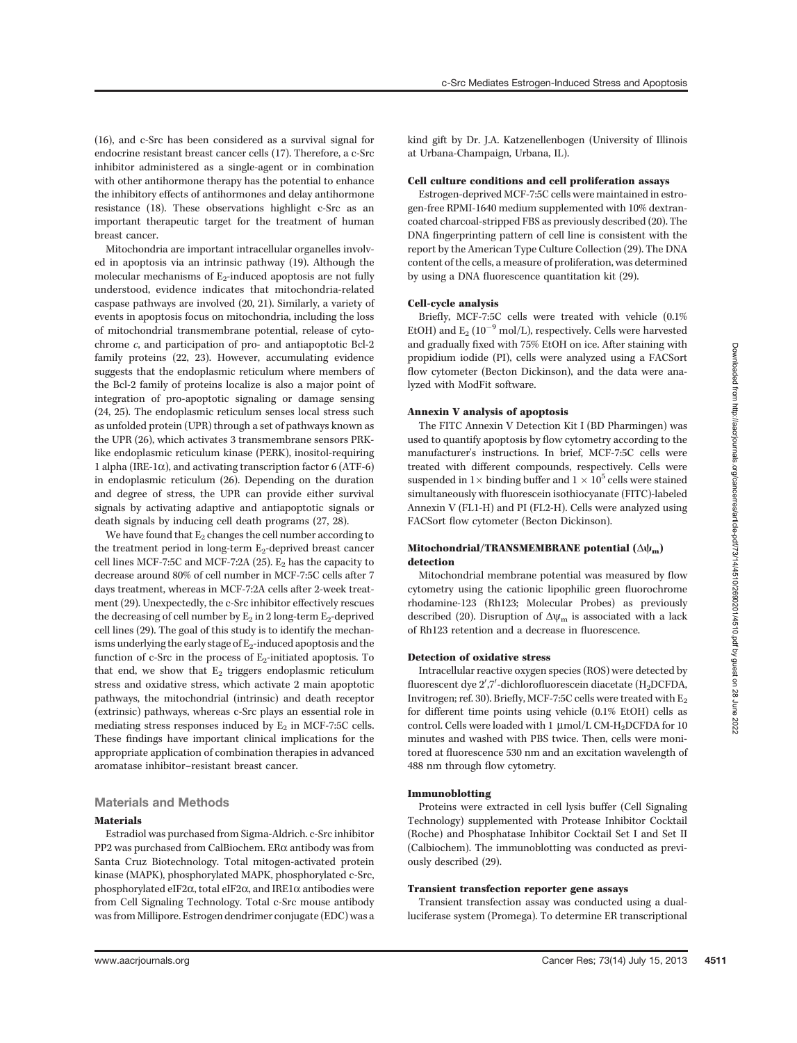(16), and c-Src has been considered as a survival signal for endocrine resistant breast cancer cells (17). Therefore, a c-Src inhibitor administered as a single-agent or in combination with other antihormone therapy has the potential to enhance the inhibitory effects of antihormones and delay antihormone resistance (18). These observations highlight c-Src as an important therapeutic target for the treatment of human breast cancer.

Mitochondria are important intracellular organelles involved in apoptosis via an intrinsic pathway (19). Although the molecular mechanisms of $E_2$-induced apoptosis are not fully understood, evidence indicates that mitochondria-related caspase pathways are involved (20, 21). Similarly, a variety of events in apoptosis focus on mitochondria, including the loss of mitochondrial transmembrane potential, release of cytochrome *c*, and participation of pro- and antiapoptotic Bcl-2 family proteins (22, 23). However, accumulating evidence suggests that the endoplasmic reticulum where members of the Bcl-2 family of proteins localize is also a major point of integration of pro-apoptotic signaling or damage sensing (24, 25). The endoplasmic reticulum senses local stress such as unfolded protein (UPR) through a set of pathways known as the UPR (26), which activates 3 transmembrane sensors PRK-like endoplasmic reticulum kinase (PERK), inositol-requiring 1 alpha (IRE-1α), and activating transcription factor 6 (ATF-6) in endoplasmic reticulum (26). Depending on the duration and degree of stress, the UPR can provide either survival signals by activating adaptive and antiapoptotic signals or death signals by inducing cell death programs (27, 28).

We have found that $E_2$ changes the cell number according to the treatment period in long-term $E_2$-deprived breast cancer cell lines MCF-7:5C and MCF-7:2A (25). $E_2$ has the capacity to decrease around 80% of cell number in MCF-7:5C cells after 7 days treatment, whereas in MCF-7:2A cells after 2-week treatment (29). Unexpectedly, the c-Src inhibitor effectively rescues the decreasing of cell number by $E_2$ in 2 long-term $E_2$-deprived cell lines (29). The goal of this study is to identify the mechanisms underlying the early stage of $E_2$-induced apoptosis and the function of c-Src in the process of $E_2$-initiated apoptosis. To that end, we show that $E_2$ triggers endoplasmic reticulum stress and oxidative stress, which activate 2 main apoptotic pathways, the mitochondrial (intrinsic) and death receptor (extrinsic) pathways, whereas c-Src plays an essential role in mediating stress responses induced by $E_2$ in MCF-7:5C cells. These findings have important clinical implications for the appropriate application of combination therapies in advanced aromatase inhibitor–resistant breast cancer.

## Materials and Methods

### Materials

Estradiol was purchased from Sigma-Aldrich. c-Src inhibitor PP2 was purchased from CalBiochem. ERα antibody was from Santa Cruz Biotechnology. Total mitogen-activated protein kinase (MAPK), phosphorylated MAPK, phosphorylated c-Src, phosphorylated eIF2α, total eIF2α, and IRE1α antibodies were from Cell Signaling Technology. Total c-Src mouse antibody was from Millipore. Estrogen dendrimer conjugate (EDC) was a kind gift by Dr. J.A. Katzenellenbogen (University of Illinois at Urbana-Champaign, Urbana, IL).

### Cell culture conditions and cell proliferation assays

Estrogen-deprived MCF-7:5C cells were maintained in estrogen-free RPMI-1640 medium supplemented with 10% dextran-coated charcoal-stripped FBS as previously described (20). The DNA fingerprinting pattern of cell line is consistent with the report by the American Type Culture Collection (29). The DNA content of the cells, a measure of proliferation, was determined by using a DNA fluorescence quantitation kit (29).

### Cell-cycle analysis

Briefly, MCF-7:5C cells were treated with vehicle (0.1% EtOH) and $E_2$ ($10^{-9}$ mol/L), respectively. Cells were harvested and gradually fixed with 75% EtOH on ice. After staining with propidium iodide (PI), cells were analyzed using a FACSort flow cytometer (Becton Dickinson), and the data were analyzed with ModFit software.

### Annexin V analysis of apoptosis

The FITC Annexin V Detection Kit I (BD Pharmingen) was used to quantify apoptosis by flow cytometry according to the manufacturer's instructions. In brief, MCF-7:5C cells were treated with different compounds, respectively. Cells were suspended in 1× binding buffer and $1 \times 10^5$ cells were stained simultaneously with fluorescein isothiocyanate (FITC)-labeled Annexin V (FL1-H) and PI (FL2-H). Cells were analyzed using FACSort flow cytometer (Becton Dickinson).

### Mitochondrial/TRANSMEMBRANE potential ($\Delta\psi_m$) detection

Mitochondrial membrane potential was measured by flow cytometry using the cationic lipophilic green fluorochrome rhodamine-123 (Rh123; Molecular Probes) as previously described (20). Disruption of $\Delta\psi_m$ is associated with a lack of Rh123 retention and a decrease in fluorescence.

### Detection of oxidative stress

Intracellular reactive oxygen species (ROS) were detected by fluorescent dye 2′,7′-dichlorofluorescein diacetate ($H_2$DCFDA, Invitrogen; ref. 30). Briefly, MCF-7:5C cells were treated with $E_2$ for different time points using vehicle (0.1% EtOH) cells as control. Cells were loaded with 1 μmol/L CM-$H_2$DCFDA for 10 minutes and washed with PBS twice. Then, cells were monitored at fluorescence 530 nm and an excitation wavelength of 488 nm through flow cytometry.

### Immunoblotting

Proteins were extracted in cell lysis buffer (Cell Signaling Technology) supplemented with Protease Inhibitor Cocktail (Roche) and Phosphatase Inhibitor Cocktail Set I and Set II (Calbiochem). The immunoblotting was conducted as previously described (29).

### Transient transfection reporter gene assays

Transient transfection assay was conducted using a dual-luciferase system (Promega). To determine ER transcriptional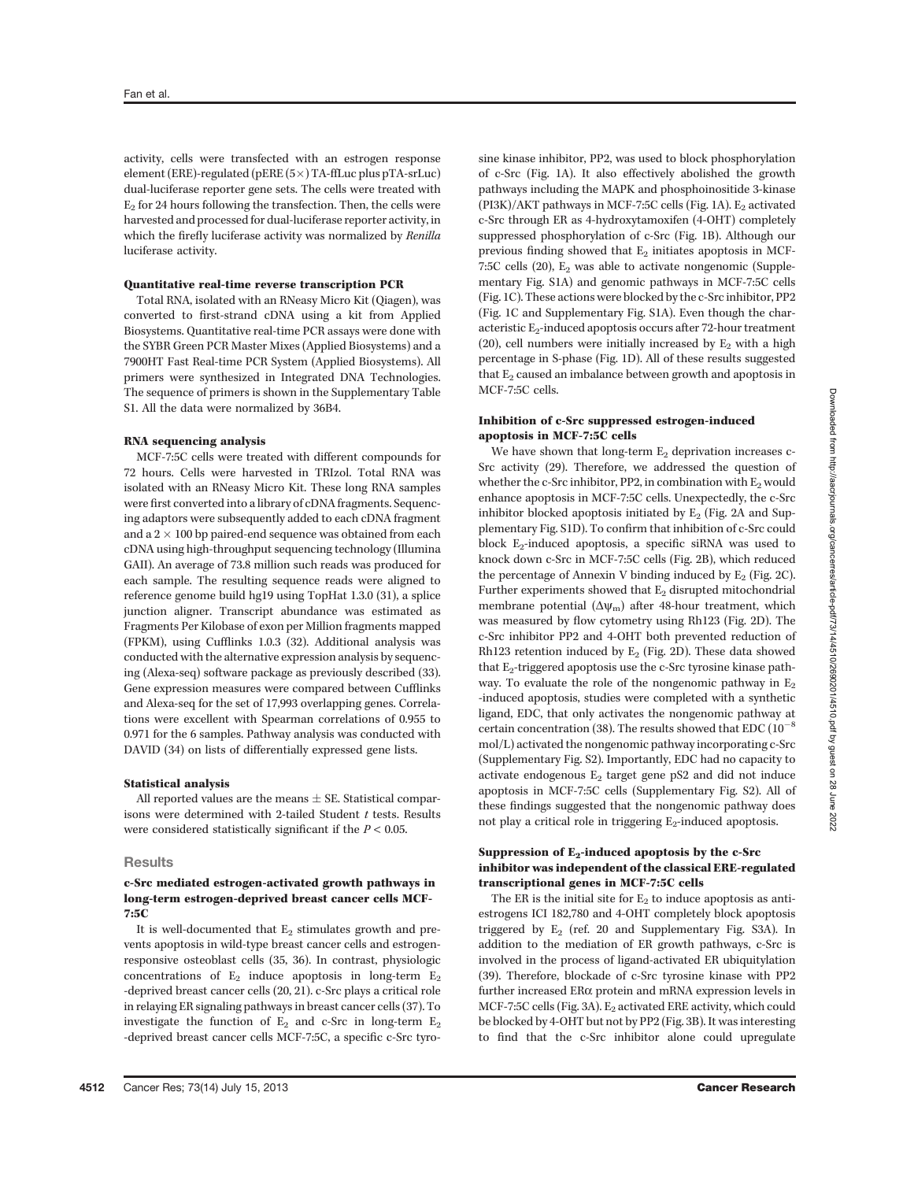activity, cells were transfected with an estrogen response element (ERE)-regulated (pERE (5×) TA-ffLuc plus pTA-srLuc) dual-luciferase reporter gene sets. The cells were treated with $E_2$ for 24 hours following the transfection. Then, the cells were harvested and processed for dual-luciferase reporter activity, in which the firefly luciferase activity was normalized by *Renilla* luciferase activity.

#### Quantitative real-time reverse transcription PCR

Total RNA, isolated with an RNeasy Micro Kit (Qiagen), was converted to first-strand cDNA using a kit from Applied Biosystems. Quantitative real-time PCR assays were done with the SYBR Green PCR Master Mixes (Applied Biosystems) and a 7900HT Fast Real-time PCR System (Applied Biosystems). All primers were synthesized in Integrated DNA Technologies. The sequence of primers is shown in the Supplementary Table S1. All the data were normalized by 36B4.

#### RNA sequencing analysis

MCF-7:5C cells were treated with different compounds for 72 hours. Cells were harvested in TRIzol. Total RNA was isolated with an RNeasy Micro Kit. These long RNA samples were first converted into a library of cDNA fragments. Sequencing adaptors were subsequently added to each cDNA fragment and a 2 × 100 bp paired-end sequence was obtained from each cDNA using high-throughput sequencing technology (Illumina GAII). An average of 73.8 million such reads was produced for each sample. The resulting sequence reads were aligned to reference genome build hg19 using TopHat 1.3.0 (31), a splice junction aligner. Transcript abundance was estimated as Fragments Per Kilobase of exon per Million fragments mapped (FPKM), using Cufflinks 1.0.3 (32). Additional analysis was conducted with the alternative expression analysis by sequencing (Alexa-seq) software package as previously described (33). Gene expression measures were compared between Cufflinks and Alexa-seq for the set of 17,993 overlapping genes. Correlations were excellent with Spearman correlations of 0.955 to 0.971 for the 6 samples. Pathway analysis was conducted with DAVID (34) on lists of differentially expressed gene lists.

#### Statistical analysis

All reported values are the means ± SE. Statistical comparisons were determined with 2-tailed Student *t* tests. Results were considered statistically significant if the $P < 0.05$.

## Results

#### c-Src mediated estrogen-activated growth pathways in long-term estrogen-deprived breast cancer cells MCF-7:5C

It is well-documented that $E_2$ stimulates growth and prevents apoptosis in wild-type breast cancer cells and estrogen-responsive osteoblast cells (35, 36). In contrast, physiologic concentrations of $E_2$ induce apoptosis in long-term $E_2$-deprived breast cancer cells (20, 21). c-Src plays a critical role in relaying ER signaling pathways in breast cancer cells (37). To investigate the function of $E_2$ and c-Src in long-term $E_2$-deprived breast cancer cells MCF-7:5C, a specific c-Src tyrosine kinase inhibitor, PP2, was used to block phosphorylation of c-Src (Fig. 1A). It also effectively abolished the growth pathways including the MAPK and phosphoinositide 3-kinase (PI3K)/AKT pathways in MCF-7:5C cells (Fig. 1A). $E_2$ activated c-Src through ER as 4-hydroxytamoxifen (4-OHT) completely suppressed phosphorylation of c-Src (Fig. 1B). Although our previous finding showed that $E_2$ initiates apoptosis in MCF-7:5C cells (20), $E_2$ was able to activate nongenomic (Supplementary Fig. S1A) and genomic pathways in MCF-7:5C cells (Fig. 1C). These actions were blocked by the c-Src inhibitor, PP2 (Fig. 1C and Supplementary Fig. S1A). Even though the characteristic $E_2$-induced apoptosis occurs after 72-hour treatment (20), cell numbers were initially increased by $E_2$ with a high percentage in S-phase (Fig. 1D). All of these results suggested that $E_2$ caused an imbalance between growth and apoptosis in MCF-7:5C cells.

#### Inhibition of c-Src suppressed estrogen-induced apoptosis in MCF-7:5C cells

We have shown that long-term $E_2$ deprivation increases c-Src activity (29). Therefore, we addressed the question of whether the c-Src inhibitor, PP2, in combination with $E_2$ would enhance apoptosis in MCF-7:5C cells. Unexpectedly, the c-Src inhibitor blocked apoptosis initiated by $E_2$ (Fig. 2A and Supplementary Fig. S1D). To confirm that inhibition of c-Src could block $E_2$-induced apoptosis, a specific siRNA was used to knock down c-Src in MCF-7:5C cells (Fig. 2B), which reduced the percentage of Annexin V binding induced by $E_2$ (Fig. 2C). Further experiments showed that $E_2$ disrupted mitochondrial membrane potential ($\Delta\psi_m$) after 48-hour treatment, which was measured by flow cytometry using Rh123 (Fig. 2D). The c-Src inhibitor PP2 and 4-OHT both prevented reduction of Rh123 retention induced by $E_2$ (Fig. 2D). These data showed that $E_2$-triggered apoptosis use the c-Src tyrosine kinase pathway. To evaluate the role of the nongenomic pathway in $E_2$-induced apoptosis, studies were completed with a synthetic ligand, EDC, that only activates the nongenomic pathway at certain concentration (38). The results showed that EDC ($10^{-8}$ mol/L) activated the nongenomic pathway incorporating c-Src (Supplementary Fig. S2). Importantly, EDC had no capacity to activate endogenous $E_2$ target gene pS2 and did not induce apoptosis in MCF-7:5C cells (Supplementary Fig. S2). All of these findings suggested that the nongenomic pathway does not play a critical role in triggering $E_2$-induced apoptosis.

#### Suppression of $E_2$-induced apoptosis by the c-Src inhibitor was independent of the classical ERE-regulated transcriptional genes in MCF-7:5C cells

The ER is the initial site for $E_2$ to induce apoptosis as anti-estrogens ICI 182,780 and 4-OHT completely block apoptosis triggered by $E_2$ (ref. 20 and Supplementary Fig. S3A). In addition to the mediation of ER growth pathways, c-Src is involved in the process of ligand-activated ER ubiquitylation (39). Therefore, blockade of c-Src tyrosine kinase with PP2 further increased ERα protein and mRNA expression levels in MCF-7:5C cells (Fig. 3A). $E_2$ activated ERE activity, which could be blocked by 4-OHT but not by PP2 (Fig. 3B). It was interesting to find that the c-Src inhibitor alone could upregulate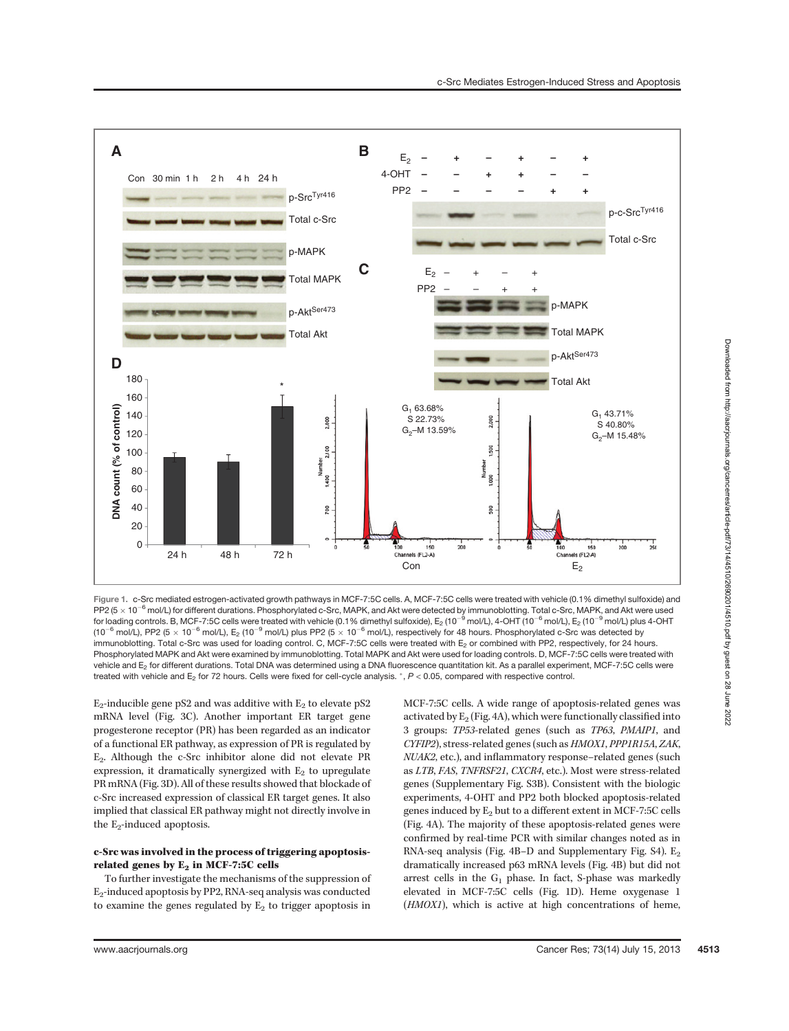Figure 1. c-Src mediated estrogen-activated growth pathways in MCF-7:5C cells. A, MCF-7:5C cells were treated with vehicle (0.1% dimethyl sulfoxide) and PP2 ($5 \times 10^{-6}$ mol/L) for different durations. Phosphorylated c-Src, MAPK, and Akt were detected by immunoblotting. Total c-Src, MAPK, and Akt were used for loading controls. B, MCF-7:5C cells were treated with vehicle (0.1% dimethyl sulfoxide), $E_2$ ($10^{-9}$ mol/L), 4-OHT ($10^{-6}$ mol/L), $E_2$ ($10^{-9}$ mol/L) plus 4-OHT ($10^{-6}$ mol/L), PP2 ($5 \times 10^{-6}$ mol/L), $E_2$ ($10^{-9}$ mol/L) plus PP2 ($5 \times 10^{-6}$ mol/L), respectively for 48 hours. Phosphorylated c-Src was detected by immunoblotting. Total c-Src was used for loading control. C, MCF-7:5C cells were treated with $E_2$ or combined with PP2, respectively, for 24 hours. Phosphorylated MAPK and Akt were examined by immunoblotting. Total MAPK and Akt were used for loading controls. D, MCF-7:5C cells were treated with vehicle and $E_2$ for different durations. Total DNA was determined using a DNA fluorescence quantitation kit. As a parallel experiment, MCF-7:5C cells were treated with vehicle and $E_2$ for 72 hours. Cells were fixed for cell-cycle analysis. *, $P < 0.05$, compared with respective control.

$E_2$-inducible gene pS2 and was additive with $E_2$ to elevate pS2 mRNA level (Fig. 3C). Another important ER target gene progesterone receptor (PR) has been regarded as an indicator of a functional ER pathway, as expression of PR is regulated by $E_2$. Although the c-Src inhibitor alone did not elevate PR expression, it dramatically synergized with $E_2$ to upregulate PR mRNA (Fig. 3D). All of these results showed that blockade of c-Src increased expression of classical ER target genes. It also implied that classical ER pathway might not directly involve in the $E_2$-induced apoptosis.

### c-Src was involved in the process of triggering apoptosis-related genes by $E_2$ in MCF-7:5C cells

To further investigate the mechanisms of the suppression of $E_2$-induced apoptosis by PP2, RNA-seq analysis was conducted to examine the genes regulated by $E_2$ to trigger apoptosis in MCF-7:5C cells. A wide range of apoptosis-related genes was activated by $E_2$ (Fig. 4A), which were functionally classified into 3 groups: *TP53*-related genes (such as *TP63*, *PMAIP1*, and *CYFIP2*), stress-related genes (such as *HMOX1*, *PPP1R15A*, *ZAK*, *NUAK2*, etc.), and inflammatory response–related genes (such as *LTB*, *FAS*, *TNFRSF21*, *CXCR4*, etc.). Most were stress-related genes (Supplementary Fig. S3B). Consistent with the biologic experiments, 4-OHT and PP2 both blocked apoptosis-related genes induced by $E_2$ but to a different extent in MCF-7:5C cells (Fig. 4A). The majority of these apoptosis-related genes were confirmed by real-time PCR with similar changes noted as in RNA-seq analysis (Fig. 4B–D and Supplementary Fig. S4). $E_2$ dramatically increased p63 mRNA levels (Fig. 4B) but did not arrest cells in the $G_1$ phase. In fact, S-phase was markedly elevated in MCF-7:5C cells (Fig. 1D). Heme oxygenase 1 (*HMOX1*), which is active at high concentrations of heme,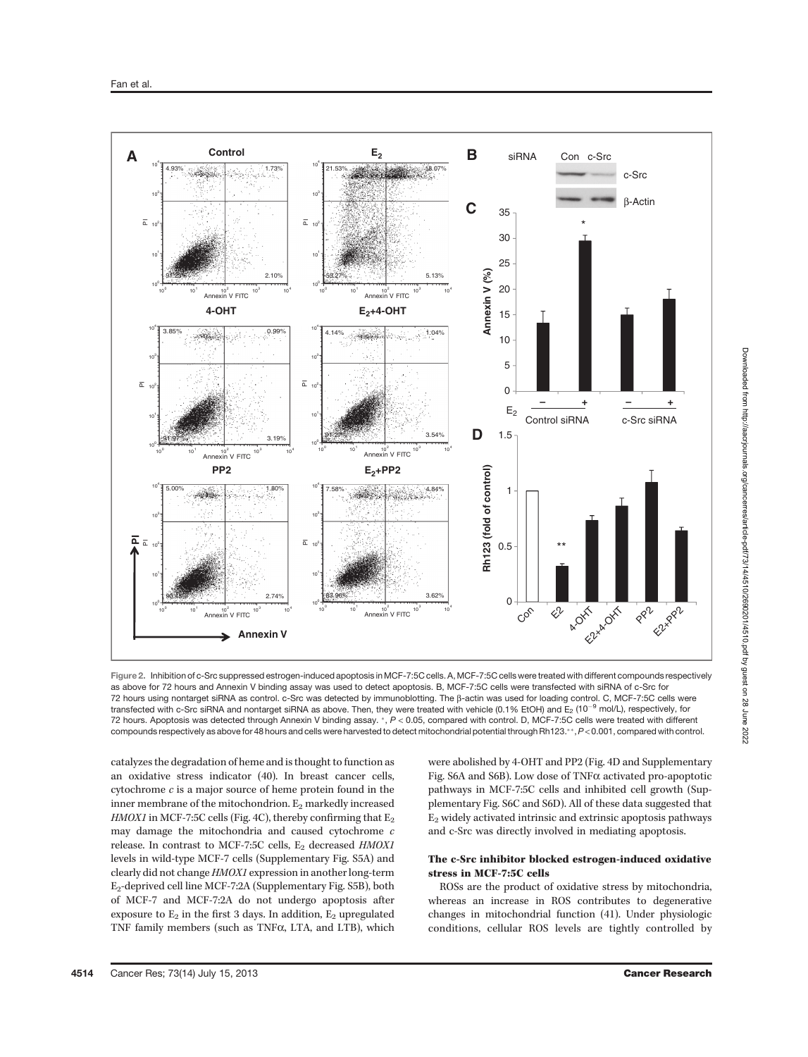Figure 2. Inhibition of c-Src suppressed estrogen-induced apoptosis in MCF-7:5C cells. A, MCF-7:5C cells were treated with different compounds respectively as above for 72 hours and Annexin V binding assay was used to detect apoptosis. B, MCF-7:5C cells were transfected with siRNA of c-Src for 72 hours using nontarget siRNA as control. c-Src was detected by immunoblotting. The β-actin was used for loading control. C, MCF-7:5C cells were transfected with c-Src siRNA and nontarget siRNA as above. Then, they were treated with vehicle (0.1% EtOH) and $E_2$ ($10^{-9}$ mol/L), respectively, for 72 hours. Apoptosis was detected through Annexin V binding assay. *, $P < 0.05$, compared with control. D, MCF-7:5C cells were treated with different compounds respectively as above for 48 hours and cells were harvested to detect mitochondrial potential through Rh123. **, $P < 0.001$, compared with control.

catalyzes the degradation of heme and is thought to function as an oxidative stress indicator (40). In breast cancer cells, cytochrome *c* is a major source of heme protein found in the inner membrane of the mitochondrion. $E_2$ markedly increased *HMOX1* in MCF-7:5C cells (Fig. 4C), thereby confirming that $E_2$ may damage the mitochondria and caused cytochrome *c* release. In contrast to MCF-7:5C cells, $E_2$ decreased *HMOX1* levels in wild-type MCF-7 cells (Supplementary Fig. S5A) and clearly did not change *HMOX1* expression in another long-term $E_2$-deprived cell line MCF-7:2A (Supplementary Fig. S5B), both of MCF-7 and MCF-7:2A do not undergo apoptosis after exposure to $E_2$ in the first 3 days. In addition, $E_2$ upregulated TNF family members (such as TNFα, LTA, and LTB), which were abolished by 4-OHT and PP2 (Fig. 4D and Supplementary Fig. S6A and S6B). Low dose of TNFα activated pro-apoptotic pathways in MCF-7:5C cells and inhibited cell growth (Supplementary Fig. S6C and S6D). All of these data suggested that $E_2$ widely activated intrinsic and extrinsic apoptosis pathways and c-Src was directly involved in mediating apoptosis.

### The c-Src inhibitor blocked estrogen-induced oxidative stress in MCF-7:5C cells

ROSs are the product of oxidative stress by mitochondria, whereas an increase in ROS contributes to degenerative changes in mitochondrial function (41). Under physiologic conditions, cellular ROS levels are tightly controlled by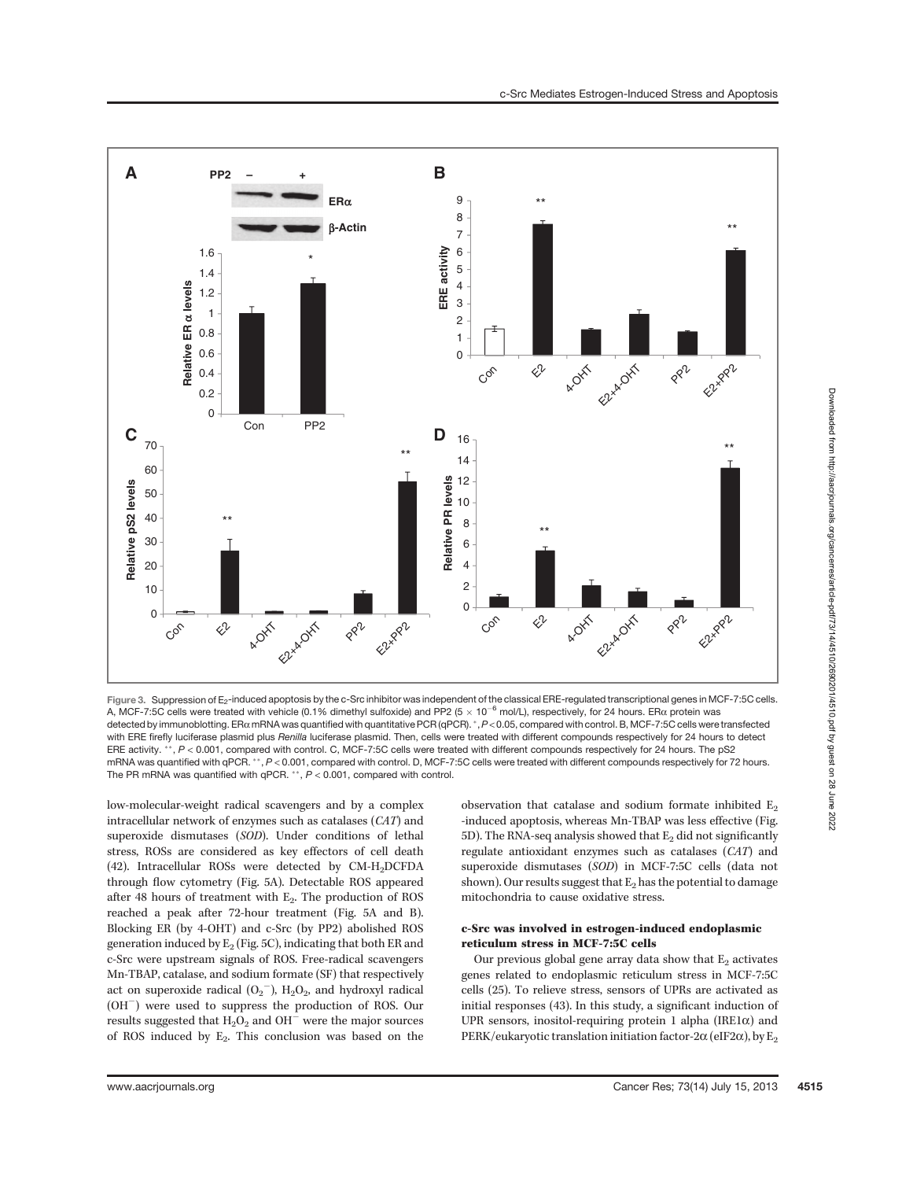Figure 3. Suppression of $E_2$-induced apoptosis by the c-Src inhibitor was independent of the classical ERE-regulated transcriptional genes in MCF-7:5C cells. A, MCF-7:5C cells were treated with vehicle (0.1% dimethyl sulfoxide) and PP2 ($5 \times 10^{-6}$ mol/L), respectively, for 24 hours. ERα protein was detected by immunoblotting. ERα mRNA was quantified with quantitative PCR (qPCR). *, $P < 0.05$, compared with control. B, MCF-7:5C cells were transfected with ERE firefly luciferase plasmid plus *Renilla* luciferase plasmid. Then, cells were treated with different compounds respectively for 24 hours to detect ERE activity. **, $P < 0.001$, compared with control. C, MCF-7:5C cells were treated with different compounds respectively for 24 hours. The pS2 mRNA was quantified with qPCR. **, $P < 0.001$, compared with control. D, MCF-7:5C cells were treated with different compounds respectively for 72 hours. The PR mRNA was quantified with qPCR. **, $P < 0.001$, compared with control.

low-molecular-weight radical scavengers and by a complex intracellular network of enzymes such as catalases (*CAT*) and superoxide dismutases (*SOD*). Under conditions of lethal stress, ROSs are considered as key effectors of cell death (42). Intracellular ROSs were detected by CM-$H_2$DCFDA through flow cytometry (Fig. 5A). Detectable ROS appeared after 48 hours of treatment with $E_2$. The production of ROS reached a peak after 72-hour treatment (Fig. 5A and B). Blocking ER (by 4-OHT) and c-Src (by PP2) abolished ROS generation induced by $E_2$ (Fig. 5C), indicating that both ER and c-Src were upstream signals of ROS. Free-radical scavengers Mn-TBAP, catalase, and sodium formate (SF) that respectively act on superoxide radical ($O_2^-$), $H_2O_2$, and hydroxyl radical ($OH^-$) were used to suppress the production of ROS. Our results suggested that $H_2O_2$ and $OH^-$ were the major sources of ROS induced by $E_2$. This conclusion was based on the observation that catalase and sodium formate inhibited $E_2$-induced apoptosis, whereas Mn-TBAP was less effective (Fig. 5D). The RNA-seq analysis showed that $E_2$ did not significantly regulate antioxidant enzymes such as catalases (*CAT*) and superoxide dismutases (*SOD*) in MCF-7:5C cells (data not shown). Our results suggest that $E_2$ has the potential to damage mitochondria to cause oxidative stress.

### c-Src was involved in estrogen-induced endoplasmic reticulum stress in MCF-7:5C cells

Our previous global gene array data show that $E_2$ activates genes related to endoplasmic reticulum stress in MCF-7:5C cells (25). To relieve stress, sensors of UPRs are activated as initial responses (43). In this study, a significant induction of UPR sensors, inositol-requiring protein 1 alpha (IRE1α) and PERK/eukaryotic translation initiation factor-2α (eIF2α), by $E_2$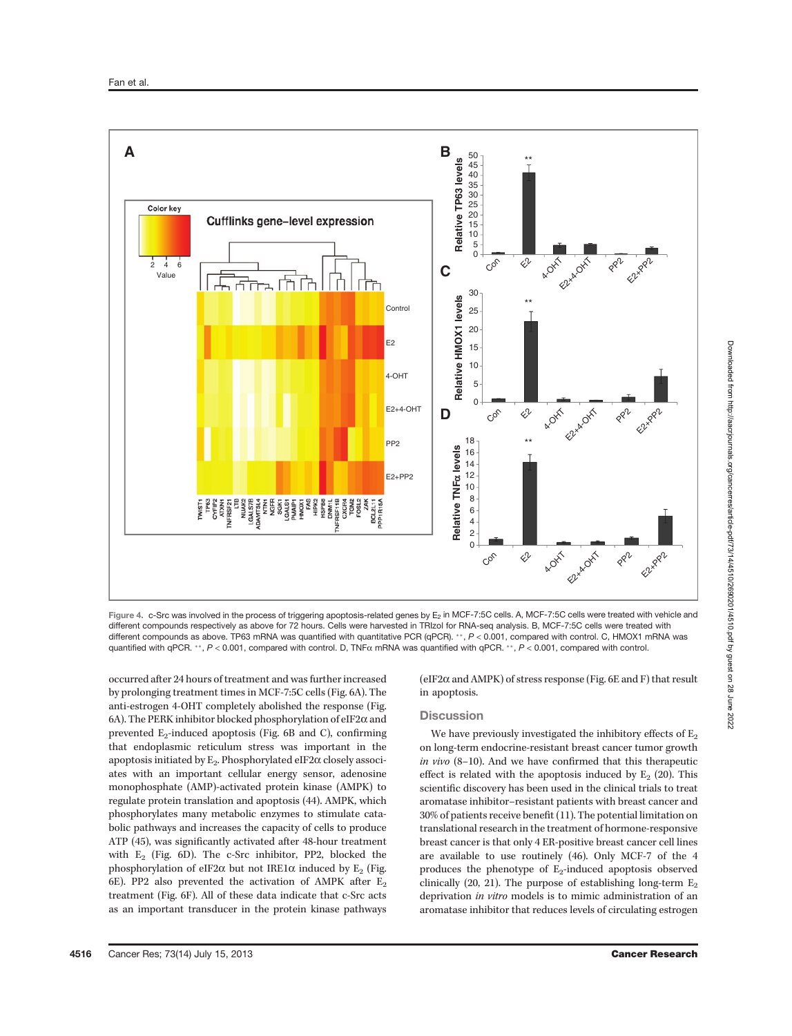Figure 4. c-Src was involved in the process of triggering apoptosis-related genes by $E_2$ in MCF-7:5C cells. A, MCF-7:5C cells were treated with vehicle and different compounds respectively as above for 72 hours. Cells were harvested in TRIzol for RNA-seq analysis. B, MCF-7:5C cells were treated with different compounds as above. TP63 mRNA was quantified with quantitative PCR (qPCR). **, $P < 0.001$, compared with control. C, HMOX1 mRNA was quantified with qPCR. **, $P < 0.001$, compared with control. D, TNFα mRNA was quantified with qPCR. **, $P < 0.001$, compared with control.

occurred after 24 hours of treatment and was further increased by prolonging treatment times in MCF-7:5C cells (Fig. 6A). The anti-estrogen 4-OHT completely abolished the response (Fig. 6A). The PERK inhibitor blocked phosphorylation of eIF2α and prevented $E_2$-induced apoptosis (Fig. 6B and C), confirming that endoplasmic reticulum stress was important in the apoptosis initiated by $E_2$. Phosphorylated eIF2α closely associates with an important cellular energy sensor, adenosine monophosphate (AMP)-activated protein kinase (AMPK) to regulate protein translation and apoptosis (44). AMPK, which phosphorylates many metabolic enzymes to stimulate catabolic pathways and increases the capacity of cells to produce ATP (45), was significantly activated after 48-hour treatment with $E_2$ (Fig. 6D). The c-Src inhibitor, PP2, blocked the phosphorylation of eIF2α but not IRE1α induced by $E_2$ (Fig. 6E). PP2 also prevented the activation of AMPK after $E_2$ treatment (Fig. 6F). All of these data indicate that c-Src acts as an important transducer in the protein kinase pathways (eIF2α and AMPK) of stress response (Fig. 6E and F) that result in apoptosis.

## Discussion

We have previously investigated the inhibitory effects of $E_2$ on long-term endocrine-resistant breast cancer tumor growth *in vivo* (8–10). And we have confirmed that this therapeutic effect is related with the apoptosis induced by $E_2$ (20). This scientific discovery has been used in the clinical trials to treat aromatase inhibitor–resistant patients with breast cancer and 30% of patients receive benefit (11). The potential limitation on translational research in the treatment of hormone-responsive breast cancer is that only 4 ER-positive breast cancer cell lines are available to use routinely (46). Only MCF-7 of the 4 produces the phenotype of $E_2$-induced apoptosis observed clinically (20, 21). The purpose of establishing long-term $E_2$ deprivation *in vitro* models is to mimic administration of an aromatase inhibitor that reduces levels of circulating estrogen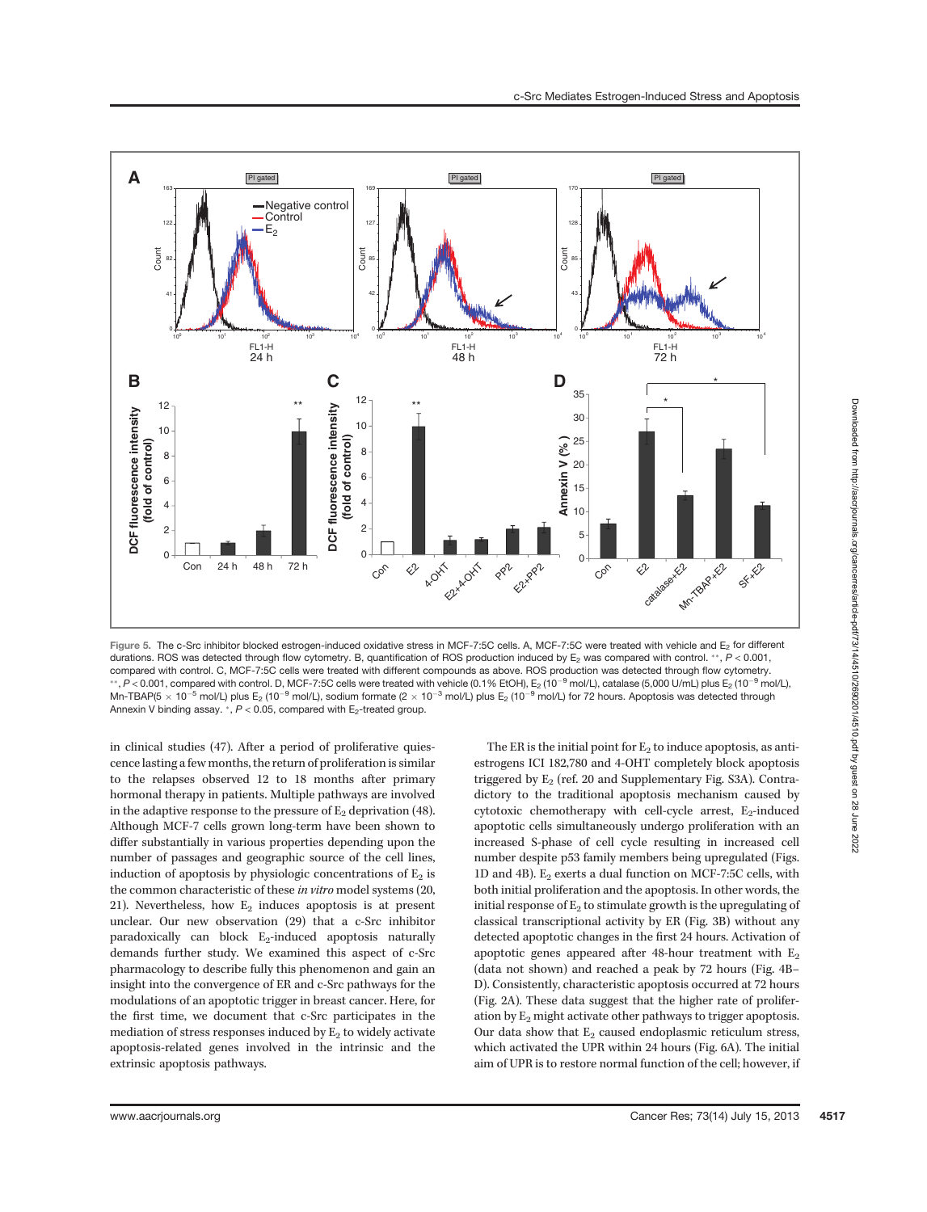Figure 5. The c-Src inhibitor blocked estrogen-induced oxidative stress in MCF-7:5C cells. A, MCF-7:5C were treated with vehicle and $E_2$ for different durations. ROS was detected through flow cytometry. B, quantification of ROS production induced by $E_2$ was compared with control. **, $P < 0.001$, compared with control. C, MCF-7:5C cells were treated with different compounds as above. ROS production was detected through flow cytometry. **, $P < 0.001$, compared with control. D, MCF-7:5C cells were treated with vehicle (0.1% EtOH), $E_2$ ($10^{-9}$ mol/L), catalase (5,000 U/mL) plus $E_2$ ($10^{-9}$ mol/L), Mn-TBAP($5 \times 10^{-5}$ mol/L) plus $E_2$ ($10^{-9}$ mol/L), sodium formate ($2 \times 10^{-3}$ mol/L) plus $E_2$ ($10^{-9}$ mol/L) for 72 hours. Apoptosis was detected through Annexin V binding assay. *, $P < 0.05$, compared with $E_2$-treated group.

in clinical studies (47). After a period of proliferative quiescence lasting a few months, the return of proliferation is similar to the relapses observed 12 to 18 months after primary hormonal therapy in patients. Multiple pathways are involved in the adaptive response to the pressure of $E_2$ deprivation (48). Although MCF-7 cells grown long-term have been shown to differ substantially in various properties depending upon the number of passages and geographic source of the cell lines, induction of apoptosis by physiologic concentrations of $E_2$ is the common characteristic of these *in vitro* model systems (20, 21). Nevertheless, how $E_2$ induces apoptosis is at present unclear. Our new observation (29) that a c-Src inhibitor paradoxically can block $E_2$-induced apoptosis naturally demands further study. We examined this aspect of c-Src pharmacology to describe fully this phenomenon and gain an insight into the convergence of ER and c-Src pathways for the modulations of an apoptotic trigger in breast cancer. Here, for the first time, we document that c-Src participates in the mediation of stress responses induced by $E_2$ to widely activate apoptosis-related genes involved in the intrinsic and the extrinsic apoptosis pathways.

The ER is the initial point for $E_2$ to induce apoptosis, as antiestrogens ICI 182,780 and 4-OHT completely block apoptosis triggered by $E_2$ (ref. 20 and Supplementary Fig. S3A). Contradictory to the traditional apoptosis mechanism caused by cytotoxic chemotherapy with cell-cycle arrest, $E_2$-induced apoptotic cells simultaneously undergo proliferation with an increased S-phase of cell cycle resulting in increased cell number despite p53 family members being upregulated (Figs. 1D and 4B). $E_2$ exerts a dual function on MCF-7:5C cells, with both initial proliferation and the apoptosis. In other words, the initial response of $E_2$ to stimulate growth is the upregulating of classical transcriptional activity by ER (Fig. 3B) without any detected apoptotic changes in the first 24 hours. Activation of apoptotic genes appeared after 48-hour treatment with $E_2$ (data not shown) and reached a peak by 72 hours (Fig. 4B–D). Consistently, characteristic apoptosis occurred at 72 hours (Fig. 2A). These data suggest that the higher rate of proliferation by $E_2$ might activate other pathways to trigger apoptosis. Our data show that $E_2$ caused endoplasmic reticulum stress, which activated the UPR within 24 hours (Fig. 6A). The initial aim of UPR is to restore normal function of the cell; however, if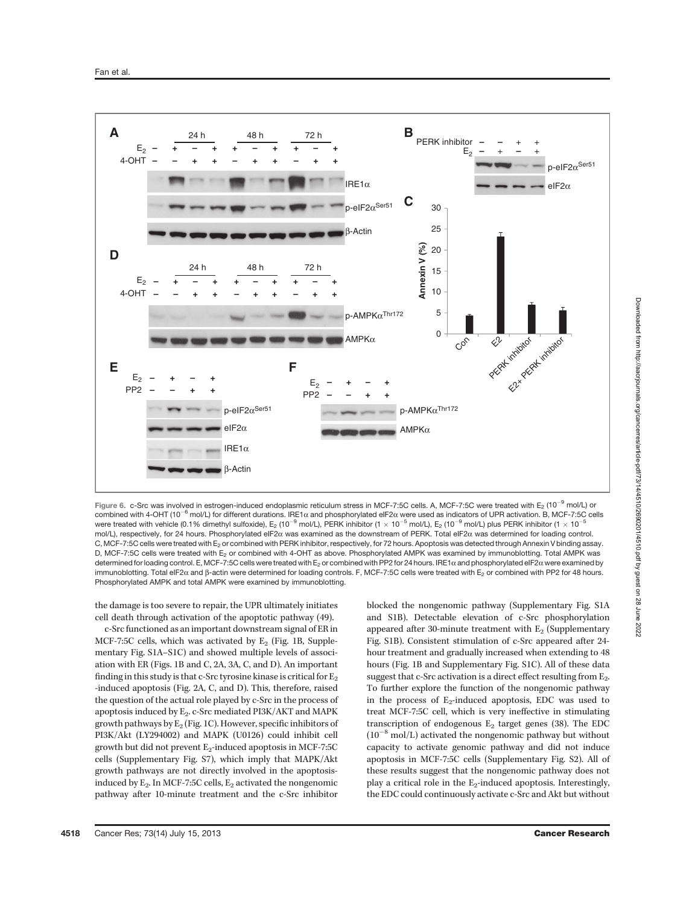Figure 6. c-Src was involved in estrogen-induced endoplasmic reticulum stress in MCF-7:5C cells. A, MCF-7:5C were treated with $E_2$ ($10^{-9}$ mol/L) or combined with 4-OHT ($10^{-6}$ mol/L) for different durations. IRE1α and phosphorylated eIF2α were used as indicators of UPR activation. B, MCF-7:5C cells were treated with vehicle (0.1% dimethyl sulfoxide), $E_2$ ($10^{-9}$ mol/L), PERK inhibitor ($1 \times 10^{-5}$ mol/L), $E_2$ ($10^{-9}$ mol/L) plus PERK inhibitor ($1 \times 10^{-5}$ mol/L), respectively, for 24 hours. Phosphorylated eIF2α was examined as the downstream of PERK. Total eIF2α was determined for loading control. C, MCF-7:5C cells were treated with $E_2$ or combined with PERK inhibitor, respectively, for 72 hours. Apoptosis was detected through Annexin V binding assay. D, MCF-7:5C cells were treated with $E_2$ or combined with 4-OHT as above. Phosphorylated AMPK was examined by immunoblotting. Total AMPK was determined for loading control. E, MCF-7:5C cells were treated with $E_2$ or combined with PP2 for 24 hours. IRE1α and phosphorylated eIF2α were examined by immunoblotting. Total eIF2α and β-actin were determined for loading controls. F, MCF-7:5C cells were treated with $E_2$ or combined with PP2 for 48 hours. Phosphorylated AMPK and total AMPK were examined by immunoblotting.

the damage is too severe to repair, the UPR ultimately initiates cell death through activation of the apoptotic pathway (49).

c-Src functioned as an important downstream signal of ER in MCF-7:5C cells, which was activated by $E_2$ (Fig. 1B, Supplementary Fig. S1A–S1C) and showed multiple levels of association with ER (Figs. 1B and C, 2A, 3A, C, and D). An important finding in this study is that c-Src tyrosine kinase is critical for $E_2$ -induced apoptosis (Fig. 2A, C, and D). This, therefore, raised the question of the actual role played by c-Src in the process of apoptosis induced by $E_2$. c-Src mediated PI3K/AKT and MAPK growth pathways by $E_2$ (Fig. 1C). However, specific inhibitors of PI3K/Akt (LY294002) and MAPK (U0126) could inhibit cell growth but did not prevent $E_2$-induced apoptosis in MCF-7:5C cells (Supplementary Fig. S7), which imply that MAPK/Akt growth pathways are not directly involved in the apoptosis-induced by $E_2$. In MCF-7:5C cells, $E_2$ activated the nongenomic pathway after 10-minute treatment and the c-Src inhibitor blocked the nongenomic pathway (Supplementary Fig. S1A and S1B). Detectable elevation of c-Src phosphorylation appeared after 30-minute treatment with $E_2$ (Supplementary Fig. S1B). Consistent stimulation of c-Src appeared after 24-hour treatment and gradually increased when extending to 48 hours (Fig. 1B and Supplementary Fig. S1C). All of these data suggest that c-Src activation is a direct effect resulting from $E_2$. To further explore the function of the nongenomic pathway in the process of $E_2$-induced apoptosis, EDC was used to treat MCF-7:5C cell, which is very ineffective in stimulating transcription of endogenous $E_2$ target genes (38). The EDC ($10^{-8}$ mol/L) activated the nongenomic pathway but without capacity to activate genomic pathway and did not induce apoptosis in MCF-7:5C cells (Supplementary Fig. S2). All of these results suggest that the nongenomic pathway does not play a critical role in the $E_2$-induced apoptosis. Interestingly, the EDC could continuously activate c-Src and Akt but without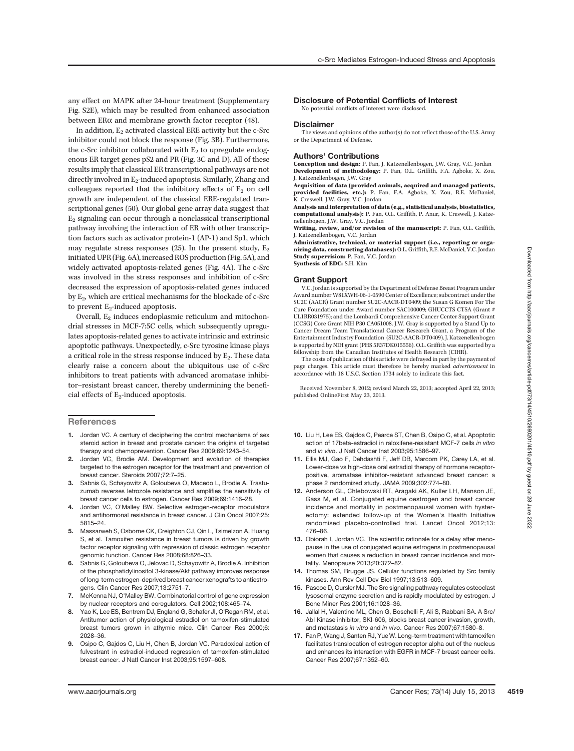any effect on MAPK after 24-hour treatment (Supplementary Fig. S2E), which may be resulted from enhanced association between ERα and membrane growth factor receptor (48).

In addition, $E_2$ activated classical ERE activity but the c-Src inhibitor could not block the response (Fig. 3B). Furthermore, the c-Src inhibitor collaborated with $E_2$ to upregulate endogenous ER target genes pS2 and PR (Fig. 3C and D). All of these results imply that classical ER transcriptional pathways are not directly involved in $E_2$-induced apoptosis. Similarly, Zhang and colleagues reported that the inhibitory effects of $E_2$ on cell growth are independent of the classical ERE-regulated transcriptional genes (50). Our global gene array data suggest that $E_2$ signaling can occur through a nonclassical transcriptional pathway involving the interaction of ER with other transcription factors such as activator protein-1 (AP-1) and Sp1, which may regulate stress responses (25). In the present study, $E_2$ initiated UPR (Fig. 6A), increased ROS production (Fig. 5A), and widely activated apoptosis-related genes (Fig. 4A). The c-Src was involved in the stress responses and inhibition of c-Src decreased the expression of apoptosis-related genes induced by $E_2$, which are critical mechanisms for the blockade of c-Src to prevent $E_2$-induced apoptosis.

Overall, $E_2$ induces endoplasmic reticulum and mitochondrial stresses in MCF-7:5C cells, which subsequently upregulates apoptosis-related genes to activate intrinsic and extrinsic apoptotic pathways. Unexpectedly, c-Src tyrosine kinase plays a critical role in the stress response induced by $E_2$. These data clearly raise a concern about the ubiquitous use of c-Src inhibitors to treat patients with advanced aromatase inhibitor–resistant breast cancer, thereby undermining the beneficial effects of $E_2$-induced apoptosis.

## Disclosure of Potential Conflicts of Interest

No potential conflicts of interest were disclosed.

## Disclaimer

The views and opinions of the author(s) do not reflect those of the U.S. Army or the Department of Defense.

## Authors' Contributions

**Conception and design:** P. Fan, J. Katzenellenbogen, J.W. Gray, V.C. Jordan
**Development of methodology:** P. Fan, O.L. Griffith, F.A. Agboke, X. Zou, J. Katzenellenbogen, J.W. Gray
**Acquisition of data (provided animals, acquired and managed patients, provided facilities, etc.):** P. Fan, F.A. Agboke, X. Zou, R.E. McDaniel, K. Creswell, J.W. Gray, V.C. Jordan
**Analysis and interpretation of data (e.g., statistical analysis, biostatistics, computational analysis):** P. Fan, O.L. Griffith, P. Anur, K. Creswell, J. Katzenellenbogen, J.W. Gray, V.C. Jordan
**Writing, review, and/or revision of the manuscript:** P. Fan, O.L. Griffith, J. Katzenellenbogen, V.C. Jordan
**Administrative, technical, or material support (i.e., reporting or organizing data, constructing databases):** O.L. Griffith, R.E. McDaniel, V.C. Jordan
**Study supervision:** P. Fan, V.C. Jordan
**Synthesis of EDC:** S.H. Kim

## Grant Support

V.C. Jordan is supported by the Department of Defense Breast Program under Award number W81XWH-06-1-0590 Center of Excellence; subcontract under the SU2C (AACR) Grant number SU2C-AACR-DT0409; the Susan G Komen For The Cure Foundation under Award number SAC100009; GHUCCTS CTSA (Grant # UL1RR031975); and the Lombardi Comprehensive Cancer Center Support Grant (CCSG) Core Grant NIH P30 CA051008. J.W. Gray is supported by a Stand Up to Cancer Dream Team Translational Cancer Research Grant, a Program of the Entertainment Industry Foundation (SU2C-AACR-DT0409). J. Katzenellenbogen is supported by NIH grant (PHS 5R37DK015556). O.L. Griffith was supported by a fellowship from the Canadian Institutes of Health Research (CIHR).

The costs of publication of this article were defrayed in part by the payment of page charges. This article must therefore be hereby marked *advertisement* in accordance with 18 U.S.C. Section 1734 solely to indicate this fact.

Received November 8, 2012; revised March 22, 2013; accepted April 22, 2013; published OnlineFirst May 23, 2013.

## References

1. Jordan VC. A century of deciphering the control mechanisms of sex steroid action in breast and prostate cancer: the origins of targeted therapy and chemoprevention. Cancer Res 2009;69:1243–54.
2. Jordan VC, Brodie AM. Development and evolution of therapies targeted to the estrogen receptor for the treatment and prevention of breast cancer. Steroids 2007;72:7–25.
3. Sabnis G, Schayowitz A, Goloubeva O, Macedo L, Brodie A. Trastuzumab reverses letrozole resistance and amplifies the sensitivity of breast cancer cells to estrogen. Cancer Res 2009;69:1416–28.
4. Jordan VC, O'Malley BW. Selective estrogen-receptor modulators and antihormonal resistance in breast cancer. J Clin Oncol 2007;25: 5815–24.
5. Massarweh S, Osborne CK, Creighton CJ, Qin L, Tsimelzon A, Huang S, et al. Tamoxifen resistance in breast tumors is driven by growth factor receptor signaling with repression of classic estrogen receptor genomic function. Cancer Res 2008;68:826–33.
6. Sabnis G, Goloubeva O, Jelovac D, Schayowitz A, Brodie A. Inhibition of the phosphatidylinositol 3-kinase/Akt pathway improves response of long-term estrogen-deprived breast cancer xenografts to antiestrogens. Clin Cancer Res 2007;13:2751–7.
7. McKenna NJ, O'Malley BW. Combinatorial control of gene expression by nuclear receptors and coregulators. Cell 2002;108:465–74.
8. Yao K, Lee ES, Bentrem DJ, England G, Schafer JI, O'Regan RM, et al. Antitumor action of physiological estradiol on tamoxifen-stimulated breast tumors grown in athymic mice. Clin Cancer Res 2000;6: 2028–36.
9. Osipo C, Gajdos C, Liu H, Chen B, Jordan VC. Paradoxical action of fulvestrant in estradiol-induced regression of tamoxifen-stimulated breast cancer. J Natl Cancer Inst 2003;95:1597–608.
10. Liu H, Lee ES, Gajdos C, Pearce ST, Chen B, Osipo C, et al. Apoptotic action of 17beta-estradiol in raloxifene-resistant MCF-7 cells *in vitro* and *in vivo*. J Natl Cancer Inst 2003;95:1586–97.
11. Ellis MJ, Gao F, Dehdashti F, Jeff DB, Marcom PK, Carey LA, et al. Lower-dose vs high-dose oral estradiol therapy of hormone receptor-positive, aromatase inhibitor-resistant advanced breast cancer: a phase 2 randomized study. JAMA 2009;302:774–80.
12. Anderson GL, Chlebowski RT, Aragaki AK, Kuller LH, Manson JE, Gass M, et al. Conjugated equine oestrogen and breast cancer incidence and mortality in postmenopausal women with hysterectomy: extended follow-up of the Women's Health Initiative randomised placebo-controlled trial. Lancet Oncol 2012;13: 476–86.
13. Obiorah I, Jordan VC. The scientific rationale for a delay after menopause in the use of conjugated equine estrogens in postmenopausal women that causes a reduction in breast cancer incidence and mortality. Menopause 2013;20:372–82.
14. Thomas SM, Brugge JS. Cellular functions regulated by Src family kinases. Ann Rev Cell Dev Biol 1997;13:513–609.
15. Pascoe D, Oursler MJ. The Src signaling pathway regulates osteoclast lysosomal enzyme secretion and is rapidly modulated by estrogen. J Bone Miner Res 2001;16:1028–36.
16. Jallal H, Valentino ML, Chen G, Boschelli F, Ali S, Rabbani SA. A Src/Abl Kinase inhibitor, SKI-606, blocks breast cancer invasion, growth, and metastasis *in vitro* and *in vivo*. Cancer Res 2007;67:1580–8.
17. Fan P, Wang J, Santen RJ, Yue W. Long-term treatment with tamoxifen facilitates translocation of estrogen receptor alpha out of the nucleus and enhances its interaction with EGFR in MCF-7 breast cancer cells. Cancer Res 2007;67:1352–60.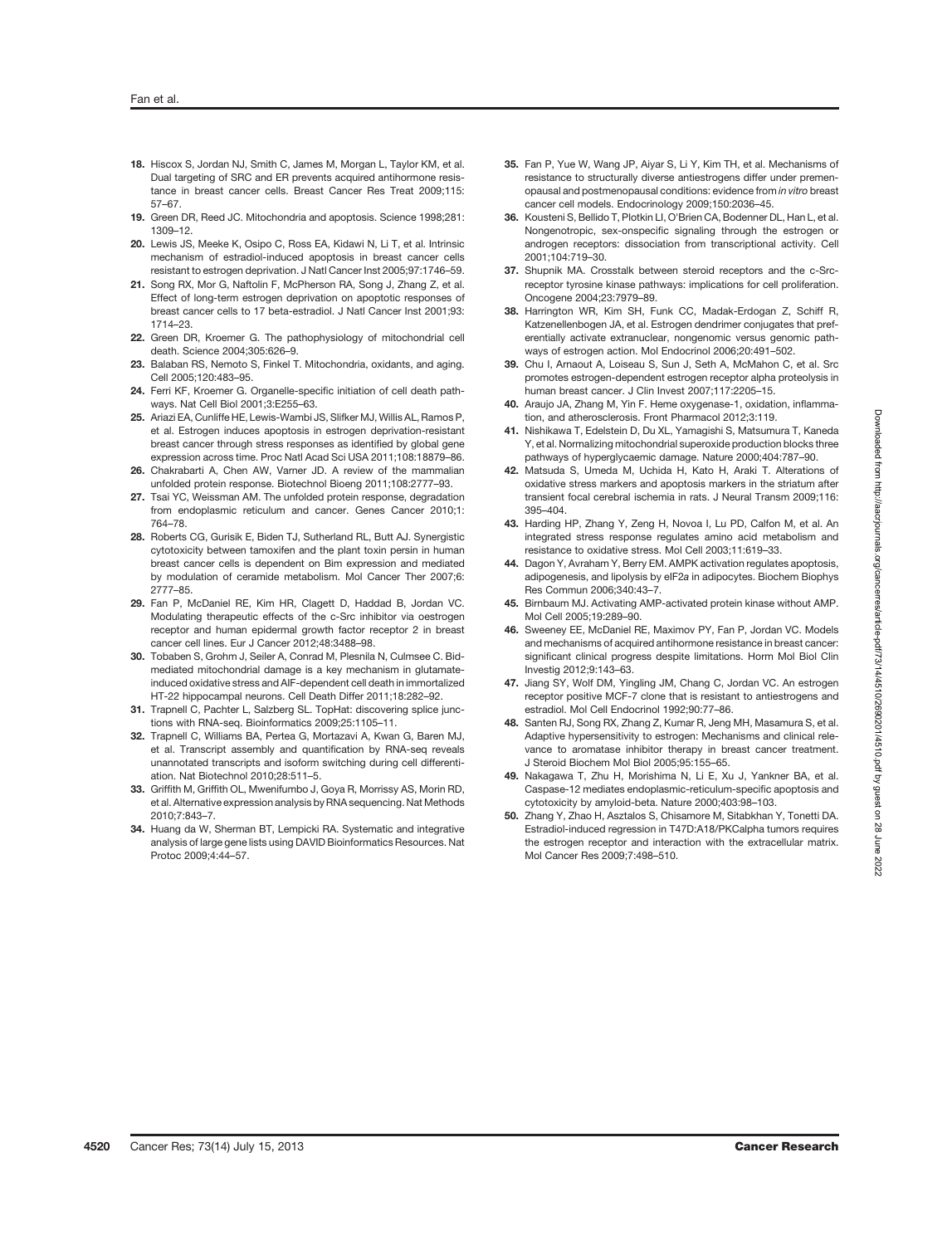18. Hiscox S, Jordan NJ, Smith C, James M, Morgan L, Taylor KM, et al. Dual targeting of SRC and ER prevents acquired antihormone resistance in breast cancer cells. Breast Cancer Res Treat 2009;115:57–67.
19. Green DR, Reed JC. Mitochondria and apoptosis. Science 1998;281:1309–12.
20. Lewis JS, Meeke K, Osipo C, Ross EA, Kidawi N, Li T, et al. Intrinsic mechanism of estradiol-induced apoptosis in breast cancer cells resistant to estrogen deprivation. J Natl Cancer Inst 2005;97:1746–59.
21. Song RX, Mor G, Naftolin F, McPherson RA, Song J, Zhang Z, et al. Effect of long-term estrogen deprivation on apoptotic responses of breast cancer cells to 17 beta-estradiol. J Natl Cancer Inst 2001;93:1714–23.
22. Green DR, Kroemer G. The pathophysiology of mitochondrial cell death. Science 2004;305:626–9.
23. Balaban RS, Nemoto S, Finkel T. Mitochondria, oxidants, and aging. Cell 2005;120:483–95.
24. Ferri KF, Kroemer G. Organelle-specific initiation of cell death pathways. Nat Cell Biol 2001;3:E255–63.
25. Ariazi EA, Cunliffe HE, Lewis-Wambi JS, Slifker MJ, Willis AL, Ramos P, et al. Estrogen induces apoptosis in estrogen deprivation-resistant breast cancer through stress responses as identified by global gene expression across time. Proc Natl Acad Sci USA 2011;108:18879–86.
26. Chakrabarti A, Chen AW, Varner JD. A review of the mammalian unfolded protein response. Biotechnol Bioeng 2011;108:2777–93.
27. Tsai YC, Weissman AM. The unfolded protein response, degradation from endoplasmic reticulum and cancer. Genes Cancer 2010;1:764–78.
28. Roberts CG, Gurisik E, Biden TJ, Sutherland RL, Butt AJ. Synergistic cytotoxicity between tamoxifen and the plant toxin persin in human breast cancer cells is dependent on Bim expression and mediated by modulation of ceramide metabolism. Mol Cancer Ther 2007;6:2777–85.
29. Fan P, McDaniel RE, Kim HR, Clagett D, Haddad B, Jordan VC. Modulating therapeutic effects of the c-Src inhibitor via oestrogen receptor and human epidermal growth factor receptor 2 in breast cancer cell lines. Eur J Cancer 2012;48:3488–98.
30. Tobaben S, Grohm J, Seiler A, Conrad M, Plesnila N, Culmsee C. Bid-mediated mitochondrial damage is a key mechanism in glutamate-induced oxidative stress and AIF-dependent cell death in immortalized HT-22 hippocampal neurons. Cell Death Differ 2011;18:282–92.
31. Trapnell C, Pachter L, Salzberg SL. TopHat: discovering splice junctions with RNA-seq. Bioinformatics 2009;25:1105–11.
32. Trapnell C, Williams BA, Pertea G, Mortazavi A, Kwan G, Baren MJ, et al. Transcript assembly and quantification by RNA-seq reveals unannotated transcripts and isoform switching during cell differentiation. Nat Biotechnol 2010;28:511–5.
33. Griffith M, Griffith OL, Mwenifumbo J, Goya R, Morrissy AS, Morin RD, et al. Alternative expression analysis by RNA sequencing. Nat Methods 2010;7:843–7.
34. Huang da W, Sherman BT, Lempicki RA. Systematic and integrative analysis of large gene lists using DAVID Bioinformatics Resources. Nat Protoc 2009;4:44–57.
35. Fan P, Yue W, Wang JP, Aiyar S, Li Y, Kim TH, et al. Mechanisms of resistance to structurally diverse antiestrogens differ under premenopausal and postmenopausal conditions: evidence from *in vitro* breast cancer cell models. Endocrinology 2009;150:2036–45.
36. Kousteni S, Bellido T, Plotkin LI, O'Brien CA, Bodenner DL, Han L, et al. Nongenotropic, sex-onspecific signaling through the estrogen or androgen receptors: dissociation from transcriptional activity. Cell 2001;104:719–30.
37. Shupnik MA. Crosstalk between steroid receptors and the c-Src-receptor tyrosine kinase pathways: implications for cell proliferation. Oncogene 2004;23:7979–89.
38. Harrington WR, Kim SH, Funk CC, Madak-Erdogan Z, Schiff R, Katzenellenbogen JA, et al. Estrogen dendrimer conjugates that preferentially activate extranuclear, nongenomic versus genomic pathways of estrogen action. Mol Endocrinol 2006;20:491–502.
39. Chu I, Arnaout A, Loiseau S, Sun J, Seth A, McMahon C, et al. Src promotes estrogen-dependent estrogen receptor alpha proteolysis in human breast cancer. J Clin Invest 2007;117:2205–15.
40. Araujo JA, Zhang M, Yin F. Heme oxygenase-1, oxidation, inflammation, and atherosclerosis. Front Pharmacol 2012;3:119.
41. Nishikawa T, Edelstein D, Du XL, Yamagishi S, Matsumura T, Kaneda Y, et al. Normalizing mitochondrial superoxide production blocks three pathways of hyperglycaemic damage. Nature 2000;404:787–90.
42. Matsuda S, Umeda M, Uchida H, Kato H, Araki T. Alterations of oxidative stress markers and apoptosis markers in the striatum after transient focal cerebral ischemia in rats. J Neural Transm 2009;116:395–404.
43. Harding HP, Zhang Y, Zeng H, Novoa I, Lu PD, Calfon M, et al. An integrated stress response regulates amino acid metabolism and resistance to oxidative stress. Mol Cell 2003;11:619–33.
44. Dagon Y, Avraham Y, Berry EM. AMPK activation regulates apoptosis, adipogenesis, and lipolysis by eIF2a in adipocytes. Biochem Biophys Res Commun 2006;340:43–7.
45. Birnbaum MJ. Activating AMP-activated protein kinase without AMP. Mol Cell 2005;19:289–90.
46. Sweeney EE, McDaniel RE, Maximov PY, Fan P, Jordan VC. Models and mechanisms of acquired antihormone resistance in breast cancer: significant clinical progress despite limitations. Horm Mol Biol Clin Investig 2012;9:143–63.
47. Jiang SY, Wolf DM, Yingling JM, Chang C, Jordan VC. An estrogen receptor positive MCF-7 clone that is resistant to antiestrogens and estradiol. Mol Cell Endocrinol 1992;90:77–86.
48. Santen RJ, Song RX, Zhang Z, Kumar R, Jeng MH, Masamura S, et al. Adaptive hypersensitivity to estrogen: Mechanisms and clinical relevance to aromatase inhibitor therapy in breast cancer treatment. J Steroid Biochem Mol Biol 2005;95:155–65.
49. Nakagawa T, Zhu H, Morishima N, Li E, Xu J, Yankner BA, et al. Caspase-12 mediates endoplasmic-reticulum-specific apoptosis and cytotoxicity by amyloid-beta. Nature 2000;403:98–103.
50. Zhang Y, Zhao H, Asztalos S, Chisamore M, Sitabkhan Y, Tonetti DA. Estradiol-induced regression in T47D:A18/PKCalpha tumors requires the estrogen receptor and interaction with the extracellular matrix. Mol Cancer Res 2009;7:498–510.